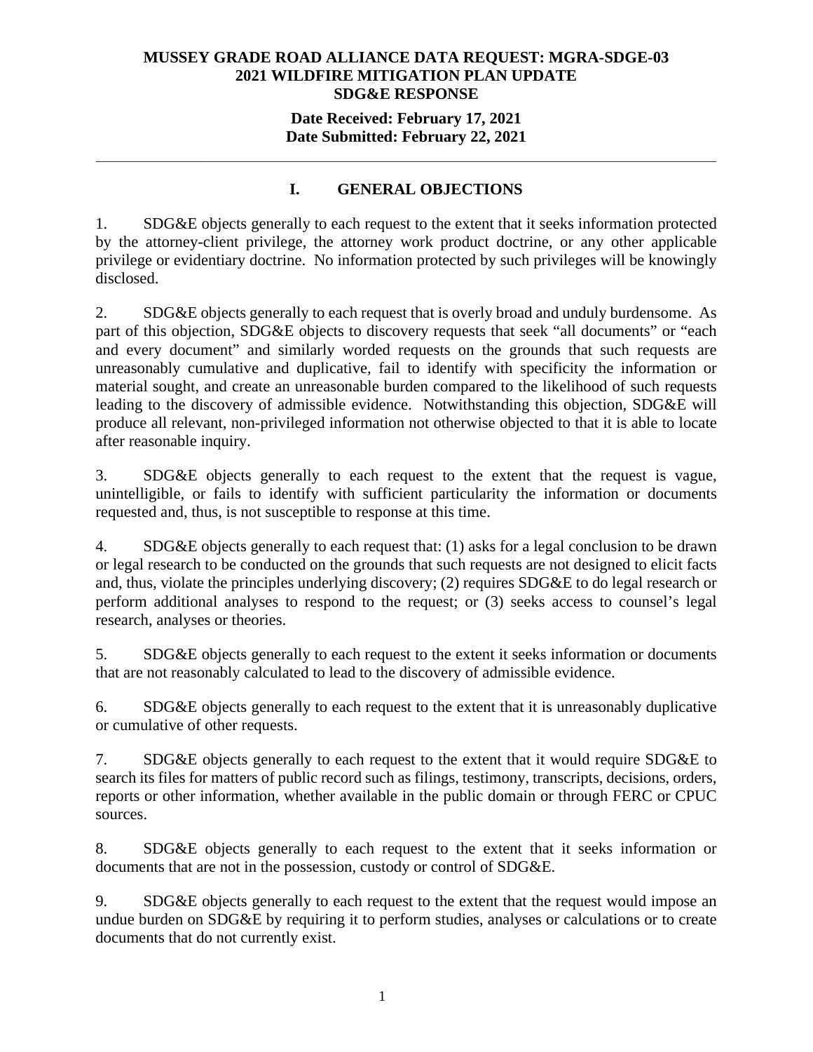**MUSSEY GRADE ROAD ALLIANCE DATA REQUEST: MGRA-SDGE-03**
**2021 WILDFIRE MITIGATION PLAN UPDATE**
**SDG&E RESPONSE**

**Date Received: February 17, 2021**
**Date Submitted: February 22, 2021**

---

## I. GENERAL OBJECTIONS

1. SDG&E objects generally to each request to the extent that it seeks information protected by the attorney-client privilege, the attorney work product doctrine, or any other applicable privilege or evidentiary doctrine. No information protected by such privileges will be knowingly disclosed.

2. SDG&E objects generally to each request that is overly broad and unduly burdensome. As part of this objection, SDG&E objects to discovery requests that seek "all documents" or "each and every document" and similarly worded requests on the grounds that such requests are unreasonably cumulative and duplicative, fail to identify with specificity the information or material sought, and create an unreasonable burden compared to the likelihood of such requests leading to the discovery of admissible evidence. Notwithstanding this objection, SDG&E will produce all relevant, non-privileged information not otherwise objected to that it is able to locate after reasonable inquiry.

3. SDG&E objects generally to each request to the extent that the request is vague, unintelligible, or fails to identify with sufficient particularity the information or documents requested and, thus, is not susceptible to response at this time.

4. SDG&E objects generally to each request that: (1) asks for a legal conclusion to be drawn or legal research to be conducted on the grounds that such requests are not designed to elicit facts and, thus, violate the principles underlying discovery; (2) requires SDG&E to do legal research or perform additional analyses to respond to the request; or (3) seeks access to counsel's legal research, analyses or theories.

5. SDG&E objects generally to each request to the extent it seeks information or documents that are not reasonably calculated to lead to the discovery of admissible evidence.

6. SDG&E objects generally to each request to the extent that it is unreasonably duplicative or cumulative of other requests.

7. SDG&E objects generally to each request to the extent that it would require SDG&E to search its files for matters of public record such as filings, testimony, transcripts, decisions, orders, reports or other information, whether available in the public domain or through FERC or CPUC sources.

8. SDG&E objects generally to each request to the extent that it seeks information or documents that are not in the possession, custody or control of SDG&E.

9. SDG&E objects generally to each request to the extent that the request would impose an undue burden on SDG&E by requiring it to perform studies, analyses or calculations or to create documents that do not currently exist.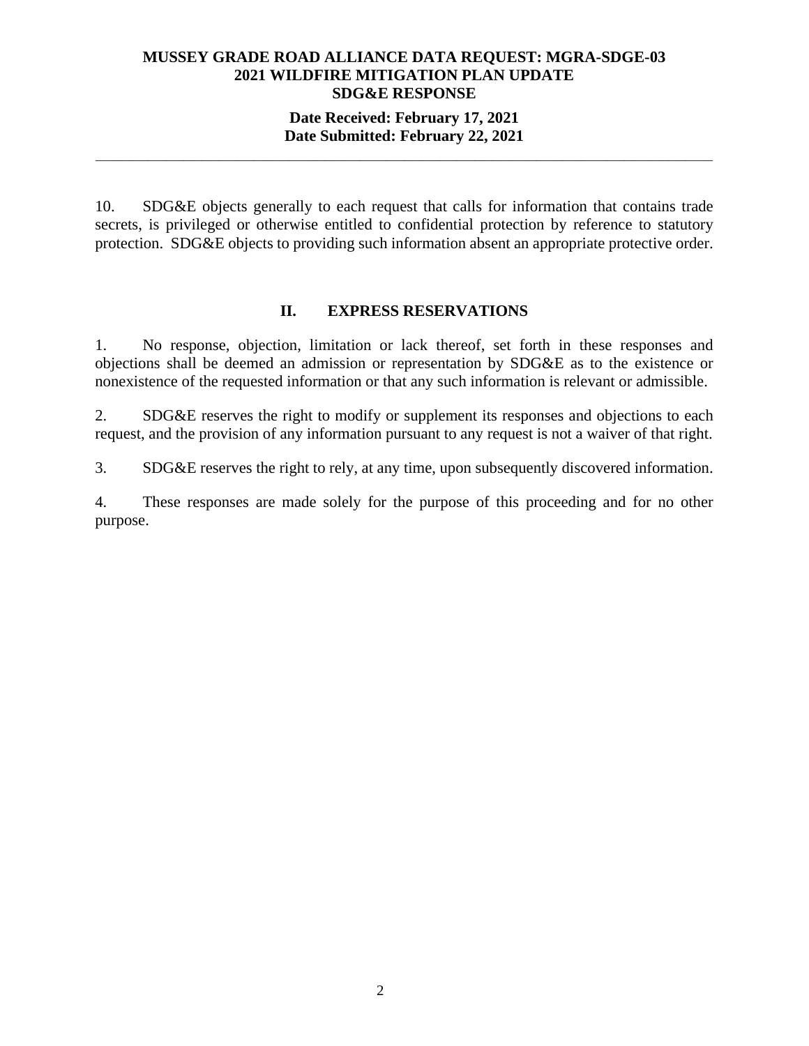10. SDG&E objects generally to each request that calls for information that contains trade secrets, is privileged or otherwise entitled to confidential protection by reference to statutory protection. SDG&E objects to providing such information absent an appropriate protective order.

## II. EXPRESS RESERVATIONS

1. No response, objection, limitation or lack thereof, set forth in these responses and objections shall be deemed an admission or representation by SDG&E as to the existence or nonexistence of the requested information or that any such information is relevant or admissible.

2. SDG&E reserves the right to modify or supplement its responses and objections to each request, and the provision of any information pursuant to any request is not a waiver of that right.

3. SDG&E reserves the right to rely, at any time, upon subsequently discovered information.

4. These responses are made solely for the purpose of this proceeding and for no other purpose.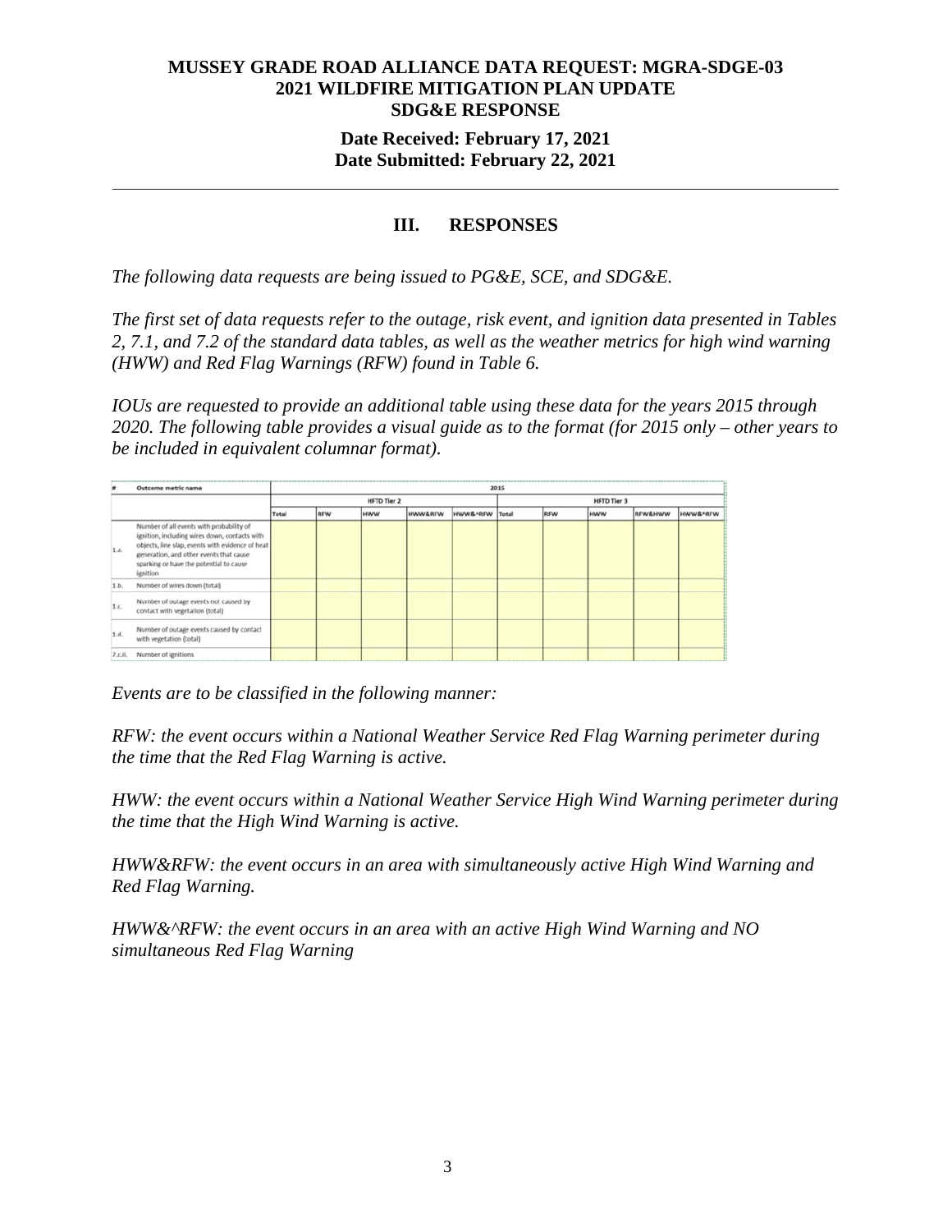**MUSSEY GRADE ROAD ALLIANCE DATA REQUEST: MGRA-SDGE-03**
**2021 WILDFIRE MITIGATION PLAN UPDATE**
**SDG&E RESPONSE**

**Date Received: February 17, 2021**
**Date Submitted: February 22, 2021**

---

## III. RESPONSES

*The following data requests are being issued to PG&E, SCE, and SDG&E.*

*The first set of data requests refer to the outage, risk event, and ignition data presented in Tables 2, 7.1, and 7.2 of the standard data tables, as well as the weather metrics for high wind warning (HWW) and Red Flag Warnings (RFW) found in Table 6.*

*IOUs are requested to provide an additional table using these data for the years 2015 through 2020. The following table provides a visual guide as to the format (for 2015 only – other years to be included in equivalent columnar format).*

| # | Outcome metric name | 2015 | | | | | | | | | |
|---|---|---|---|---|---|---|---|---|---|---|---|
| | | HFTD Tier 2 | | | | | HFTD Tier 3 | | | | |
| | | Total | RFW | HWW | HWW&RFW | HWW&^RFW | Total | RFW | HWW | RFW&HWW | HWW&^RFW |
| 1.a. | Number of all events with probability of ignition, including wires down, contacts with objects, line slap, events with evidence of heat generation, and other events that cause sparking or have the potential to cause ignition | | | | | | | | | | |
| 1.b. | Number of wires down (total) | | | | | | | | | | |
| 1.c. | Number of outage events not caused by contact with vegetation (total) | | | | | | | | | | |
| 1.d. | Number of outage events caused by contact with vegetation (total) | | | | | | | | | | |
| 7.c.ii. | Number of ignitions | | | | | | | | | | |

*Events are to be classified in the following manner:*

*RFW: the event occurs within a National Weather Service Red Flag Warning perimeter during the time that the Red Flag Warning is active.*

*HWW: the event occurs within a National Weather Service High Wind Warning perimeter during the time that the High Wind Warning is active.*

*HWW&RFW: the event occurs in an area with simultaneously active High Wind Warning and Red Flag Warning.*

*HWW&^RFW: the event occurs in an area with an active High Wind Warning and NO simultaneous Red Flag Warning*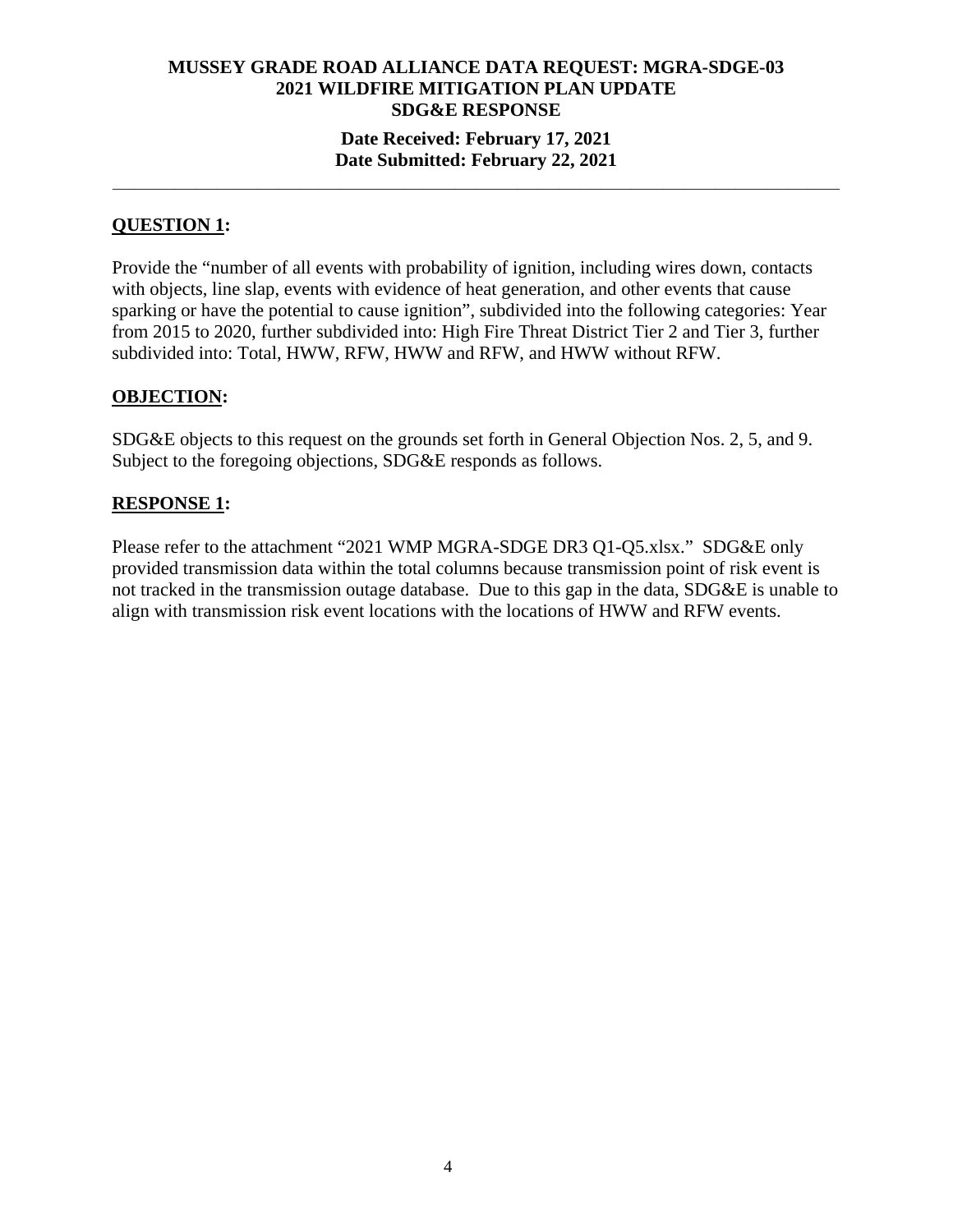**MUSSEY GRADE ROAD ALLIANCE DATA REQUEST: MGRA-SDGE-03**
**2021 WILDFIRE MITIGATION PLAN UPDATE**
**SDG&E RESPONSE**

**Date Received: February 17, 2021**
**Date Submitted: February 22, 2021**

---

## QUESTION 1:

Provide the "number of all events with probability of ignition, including wires down, contacts with objects, line slap, events with evidence of heat generation, and other events that cause sparking or have the potential to cause ignition", subdivided into the following categories: Year from 2015 to 2020, further subdivided into: High Fire Threat District Tier 2 and Tier 3, further subdivided into: Total, HWW, RFW, HWW and RFW, and HWW without RFW.

## OBJECTION:

SDG&E objects to this request on the grounds set forth in General Objection Nos. 2, 5, and 9. Subject to the foregoing objections, SDG&E responds as follows.

## RESPONSE 1:

Please refer to the attachment "2021 WMP MGRA-SDGE DR3 Q1-Q5.xlsx." SDG&E only provided transmission data within the total columns because transmission point of risk event is not tracked in the transmission outage database. Due to this gap in the data, SDG&E is unable to align with transmission risk event locations with the locations of HWW and RFW events.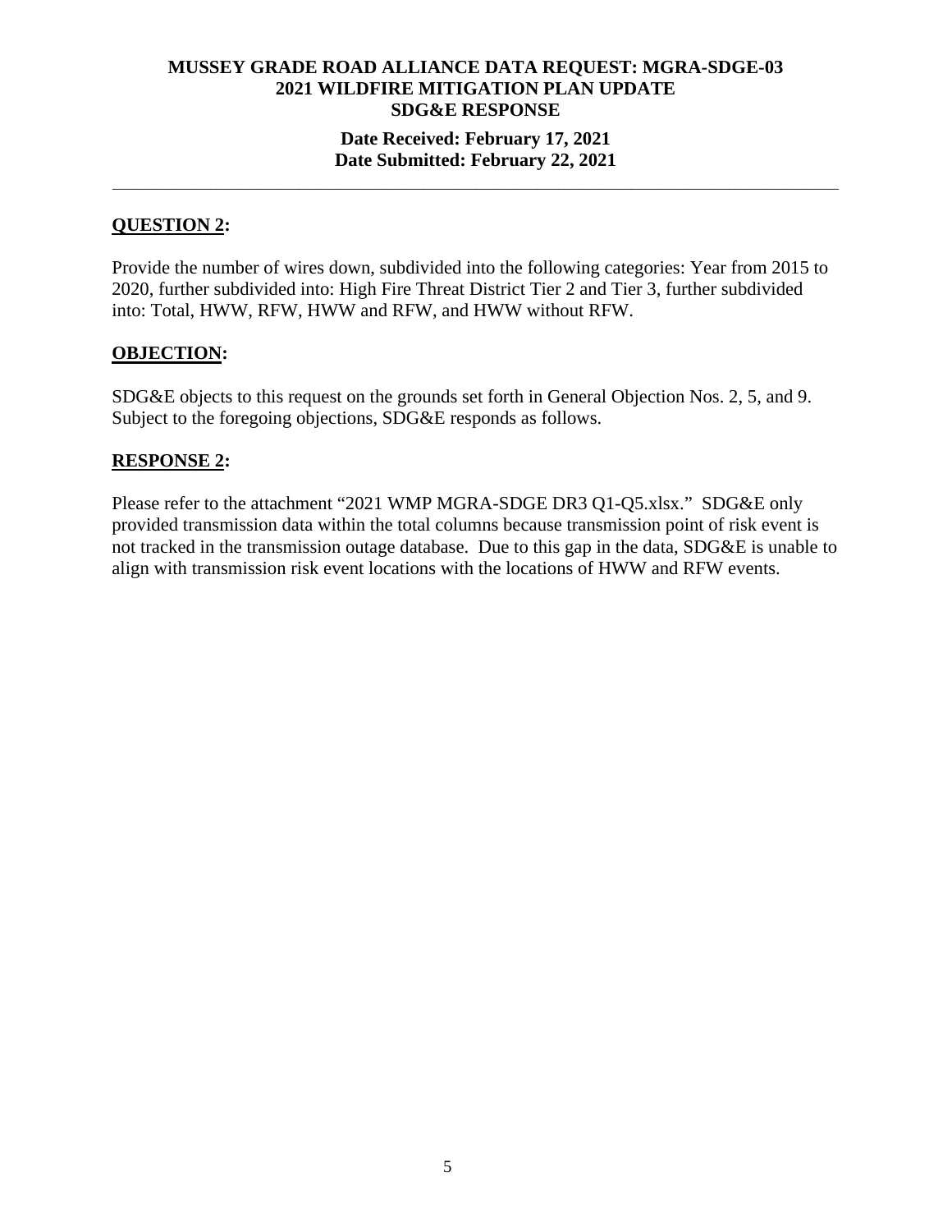**QUESTION 2:**

Provide the number of wires down, subdivided into the following categories: Year from 2015 to 2020, further subdivided into: High Fire Threat District Tier 2 and Tier 3, further subdivided into: Total, HWW, RFW, HWW and RFW, and HWW without RFW.

**OBJECTION:**

SDG&E objects to this request on the grounds set forth in General Objection Nos. 2, 5, and 9. Subject to the foregoing objections, SDG&E responds as follows.

**RESPONSE 2:**

Please refer to the attachment "2021 WMP MGRA-SDGE DR3 Q1-Q5.xlsx." SDG&E only provided transmission data within the total columns because transmission point of risk event is not tracked in the transmission outage database. Due to this gap in the data, SDG&E is unable to align with transmission risk event locations with the locations of HWW and RFW events.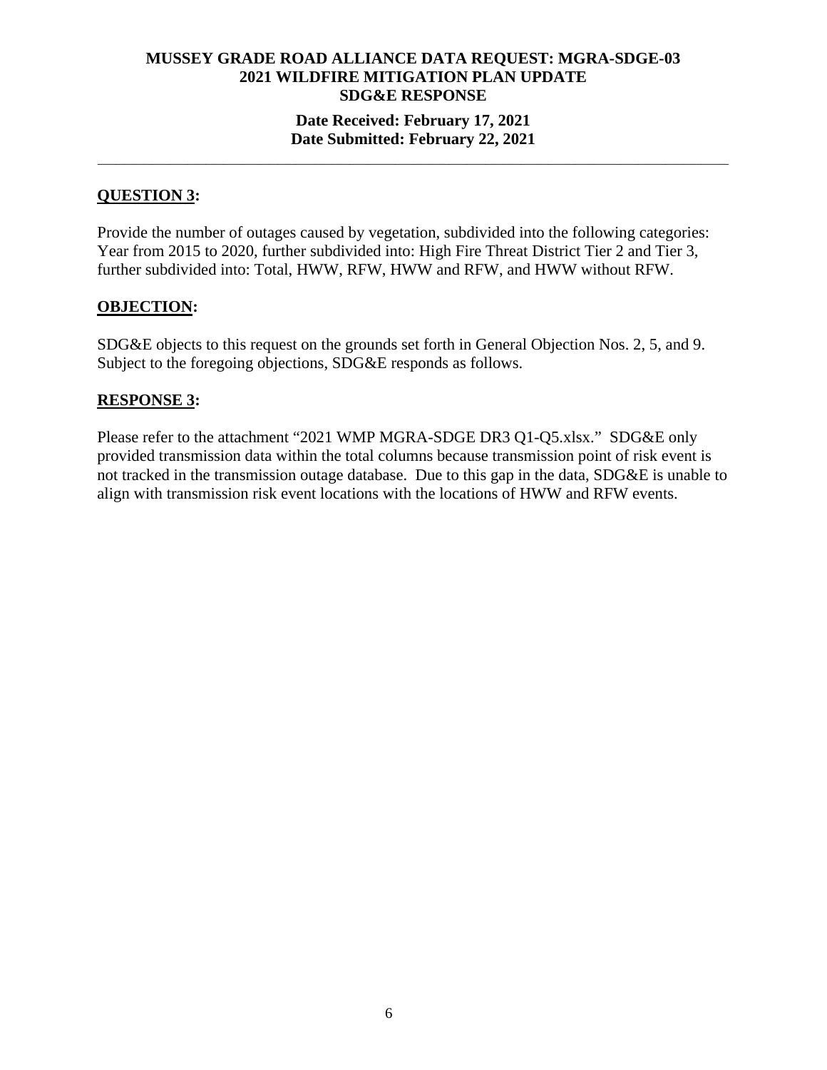**MUSSEY GRADE ROAD ALLIANCE DATA REQUEST: MGRA-SDGE-03**
**2021 WILDFIRE MITIGATION PLAN UPDATE**
**SDG&E RESPONSE**

**Date Received: February 17, 2021**
**Date Submitted: February 22, 2021**

---

## QUESTION 3:

Provide the number of outages caused by vegetation, subdivided into the following categories: Year from 2015 to 2020, further subdivided into: High Fire Threat District Tier 2 and Tier 3, further subdivided into: Total, HWW, RFW, HWW and RFW, and HWW without RFW.

## OBJECTION:

SDG&E objects to this request on the grounds set forth in General Objection Nos. 2, 5, and 9. Subject to the foregoing objections, SDG&E responds as follows.

## RESPONSE 3:

Please refer to the attachment "2021 WMP MGRA-SDGE DR3 Q1-Q5.xlsx." SDG&E only provided transmission data within the total columns because transmission point of risk event is not tracked in the transmission outage database. Due to this gap in the data, SDG&E is unable to align with transmission risk event locations with the locations of HWW and RFW events.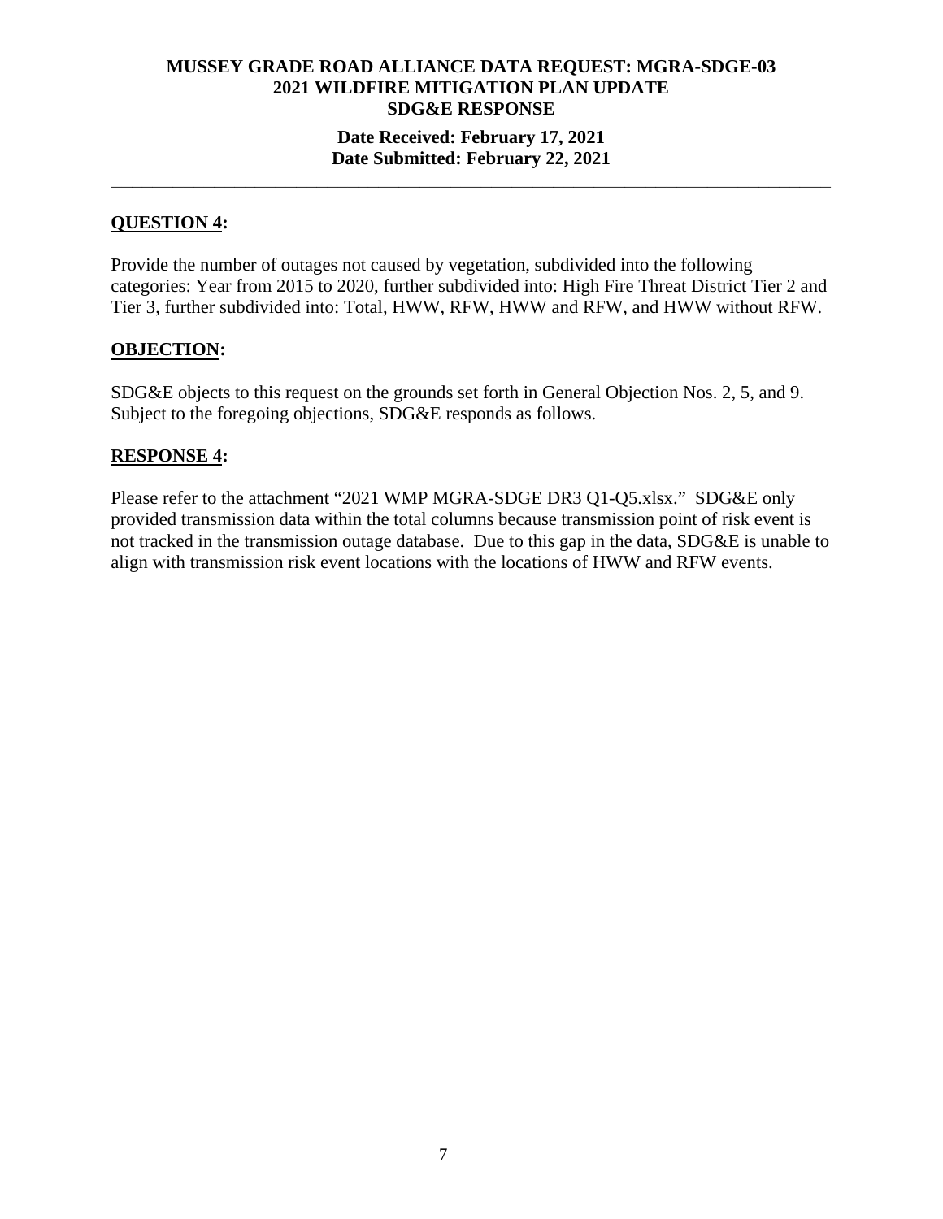**QUESTION 4:**

Provide the number of outages not caused by vegetation, subdivided into the following categories: Year from 2015 to 2020, further subdivided into: High Fire Threat District Tier 2 and Tier 3, further subdivided into: Total, HWW, RFW, HWW and RFW, and HWW without RFW.

**OBJECTION:**

SDG&E objects to this request on the grounds set forth in General Objection Nos. 2, 5, and 9. Subject to the foregoing objections, SDG&E responds as follows.

**RESPONSE 4:**

Please refer to the attachment "2021 WMP MGRA-SDGE DR3 Q1-Q5.xlsx." SDG&E only provided transmission data within the total columns because transmission point of risk event is not tracked in the transmission outage database. Due to this gap in the data, SDG&E is unable to align with transmission risk event locations with the locations of HWW and RFW events.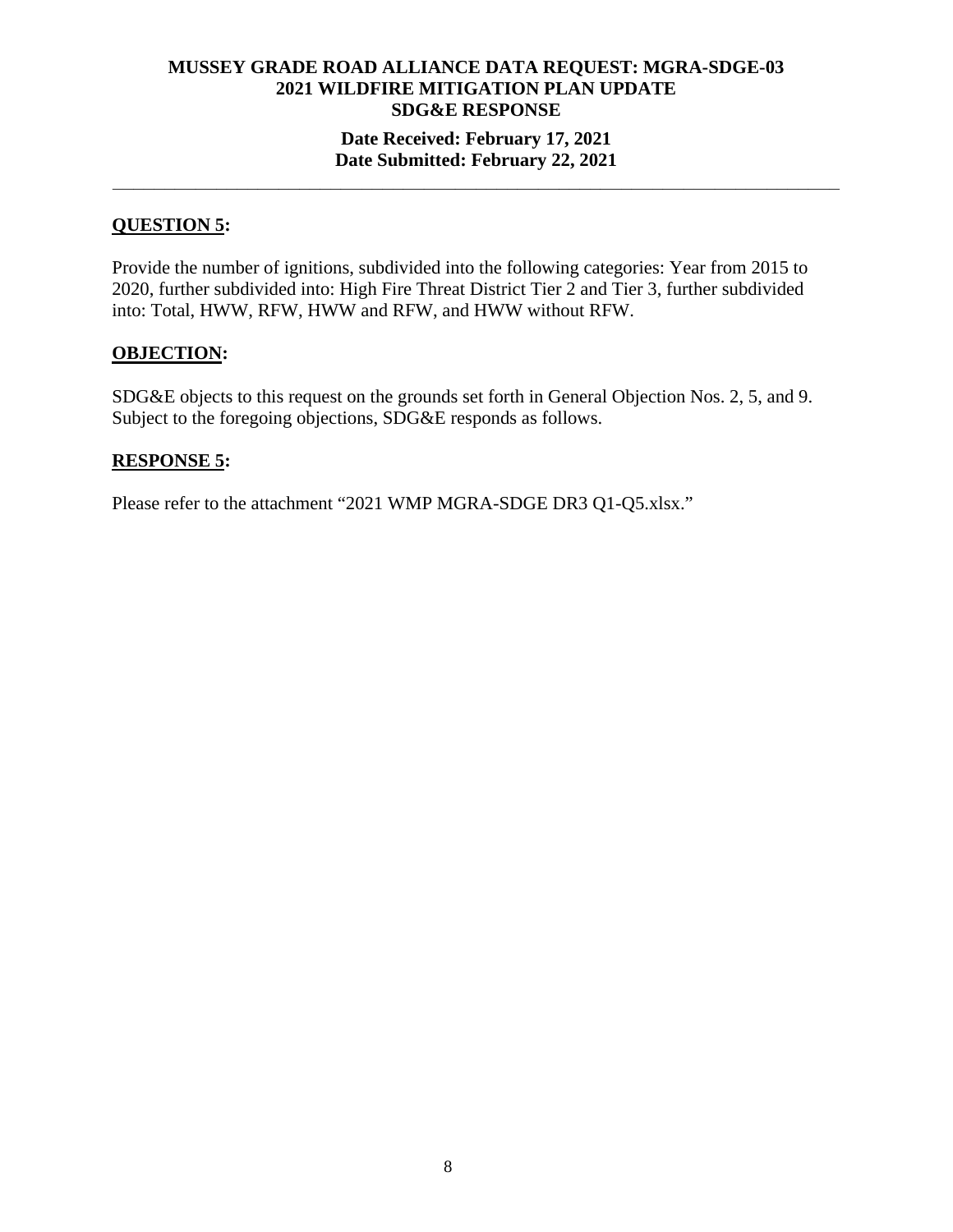**MUSSEY GRADE ROAD ALLIANCE DATA REQUEST: MGRA-SDGE-03**
**2021 WILDFIRE MITIGATION PLAN UPDATE**
**SDG&E RESPONSE**

**Date Received: February 17, 2021**
**Date Submitted: February 22, 2021**

---

## QUESTION 5:

Provide the number of ignitions, subdivided into the following categories: Year from 2015 to 2020, further subdivided into: High Fire Threat District Tier 2 and Tier 3, further subdivided into: Total, HWW, RFW, HWW and RFW, and HWW without RFW.

## OBJECTION:

SDG&E objects to this request on the grounds set forth in General Objection Nos. 2, 5, and 9. Subject to the foregoing objections, SDG&E responds as follows.

## RESPONSE 5:

Please refer to the attachment "2021 WMP MGRA-SDGE DR3 Q1-Q5.xlsx."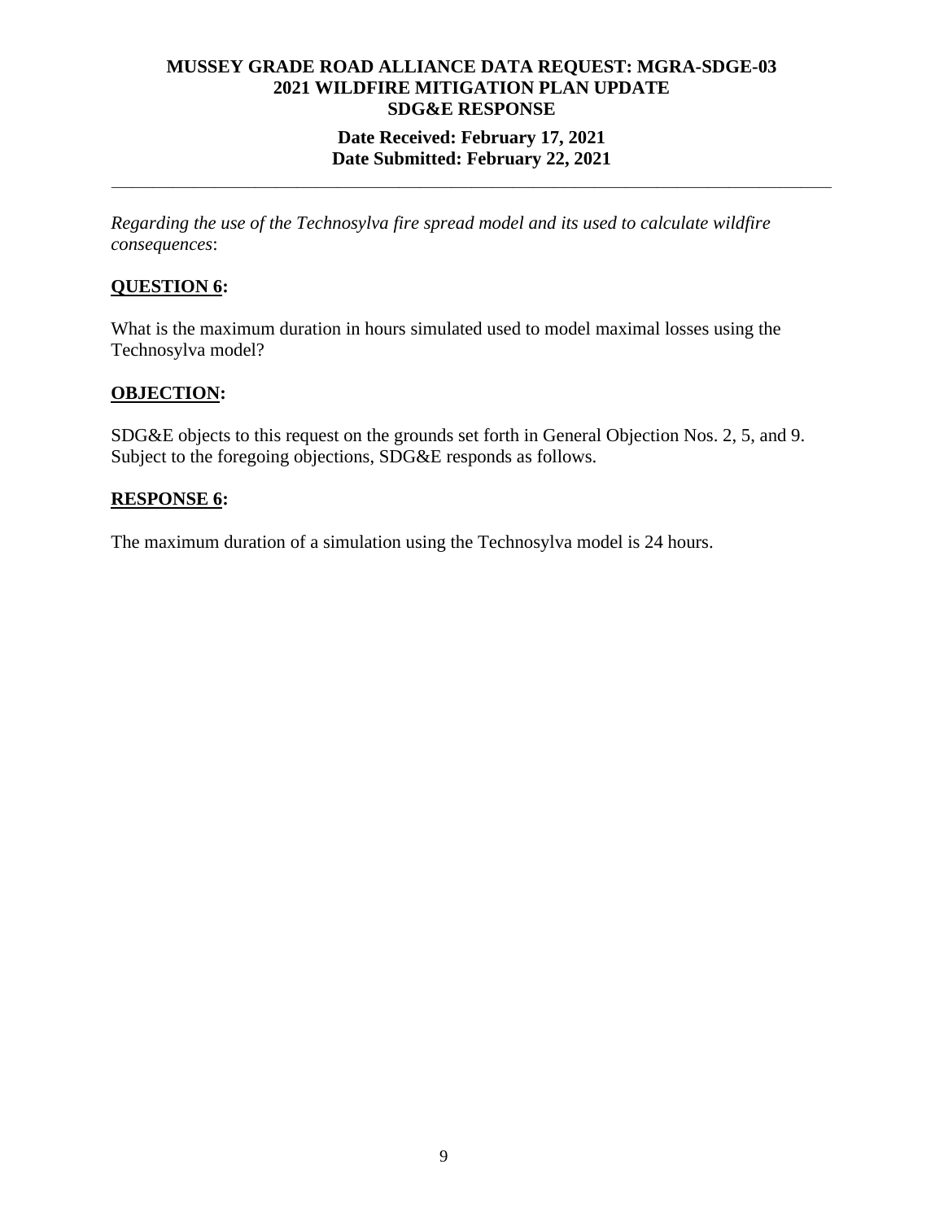**MUSSEY GRADE ROAD ALLIANCE DATA REQUEST: MGRA-SDGE-03**
**2021 WILDFIRE MITIGATION PLAN UPDATE**
**SDG&E RESPONSE**

**Date Received: February 17, 2021**
**Date Submitted: February 22, 2021**

---

*Regarding the use of the Technosylva fire spread model and its used to calculate wildfire consequences*:

## QUESTION 6:

What is the maximum duration in hours simulated used to model maximal losses using the Technosylva model?

## OBJECTION:

SDG&E objects to this request on the grounds set forth in General Objection Nos. 2, 5, and 9. Subject to the foregoing objections, SDG&E responds as follows.

## RESPONSE 6:

The maximum duration of a simulation using the Technosylva model is 24 hours.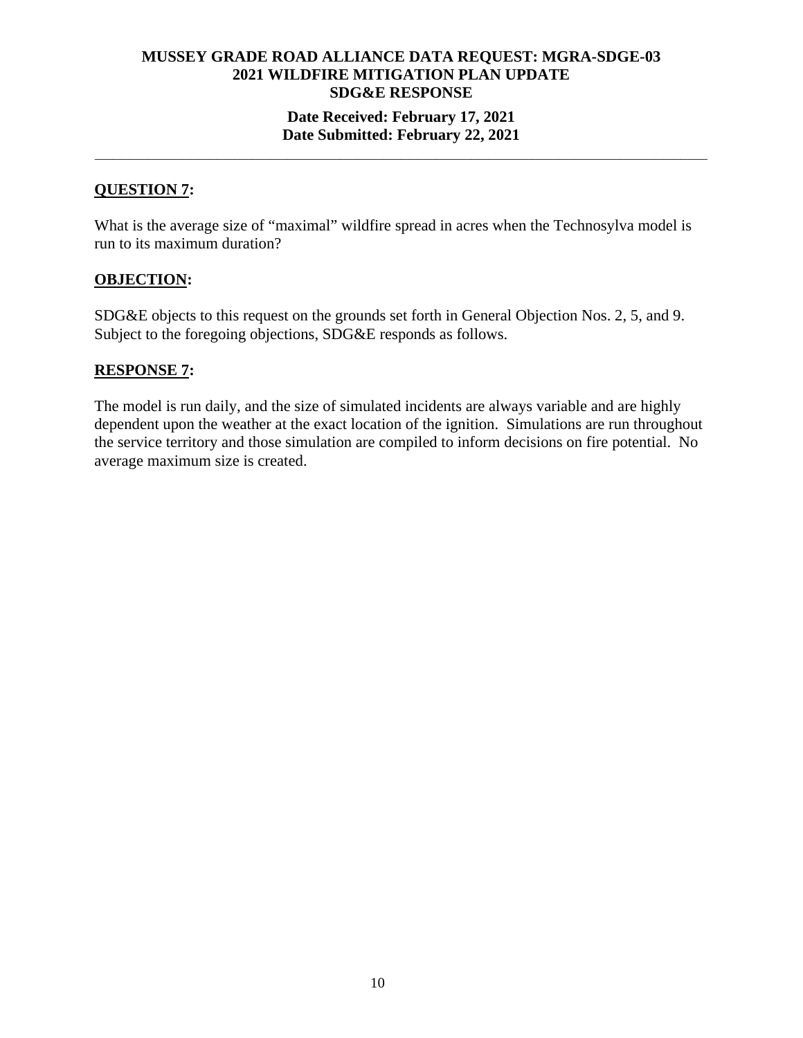**MUSSEY GRADE ROAD ALLIANCE DATA REQUEST: MGRA-SDGE-03**
**2021 WILDFIRE MITIGATION PLAN UPDATE**
**SDG&E RESPONSE**

**Date Received: February 17, 2021**
**Date Submitted: February 22, 2021**

---

**QUESTION 7:**

What is the average size of "maximal" wildfire spread in acres when the Technosylva model is run to its maximum duration?

**OBJECTION:**

SDG&E objects to this request on the grounds set forth in General Objection Nos. 2, 5, and 9. Subject to the foregoing objections, SDG&E responds as follows.

**RESPONSE 7:**

The model is run daily, and the size of simulated incidents are always variable and are highly dependent upon the weather at the exact location of the ignition. Simulations are run throughout the service territory and those simulation are compiled to inform decisions on fire potential. No average maximum size is created.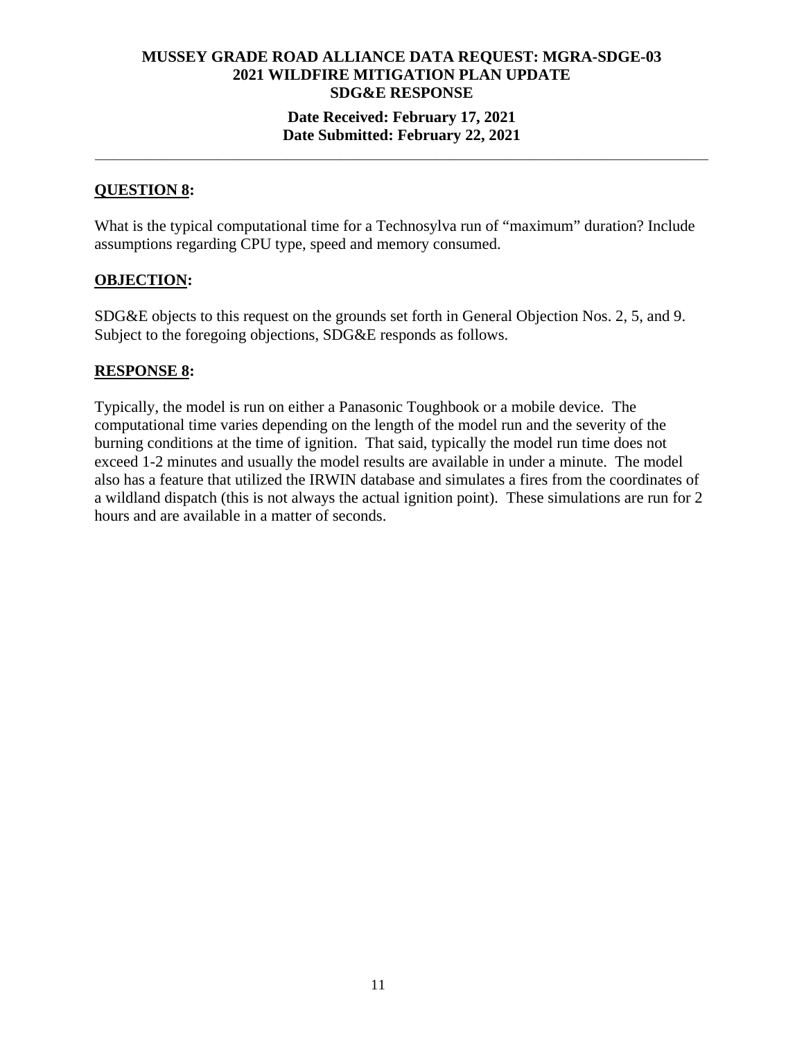**MUSSEY GRADE ROAD ALLIANCE DATA REQUEST: MGRA-SDGE-03**
**2021 WILDFIRE MITIGATION PLAN UPDATE**
**SDG&E RESPONSE**

**Date Received: February 17, 2021**
**Date Submitted: February 22, 2021**

---

**QUESTION 8:**

What is the typical computational time for a Technosylva run of "maximum" duration? Include assumptions regarding CPU type, speed and memory consumed.

**OBJECTION:**

SDG&E objects to this request on the grounds set forth in General Objection Nos. 2, 5, and 9. Subject to the foregoing objections, SDG&E responds as follows.

**RESPONSE 8:**

Typically, the model is run on either a Panasonic Toughbook or a mobile device. The computational time varies depending on the length of the model run and the severity of the burning conditions at the time of ignition. That said, typically the model run time does not exceed 1-2 minutes and usually the model results are available in under a minute. The model also has a feature that utilized the IRWIN database and simulates a fires from the coordinates of a wildland dispatch (this is not always the actual ignition point). These simulations are run for 2 hours and are available in a matter of seconds.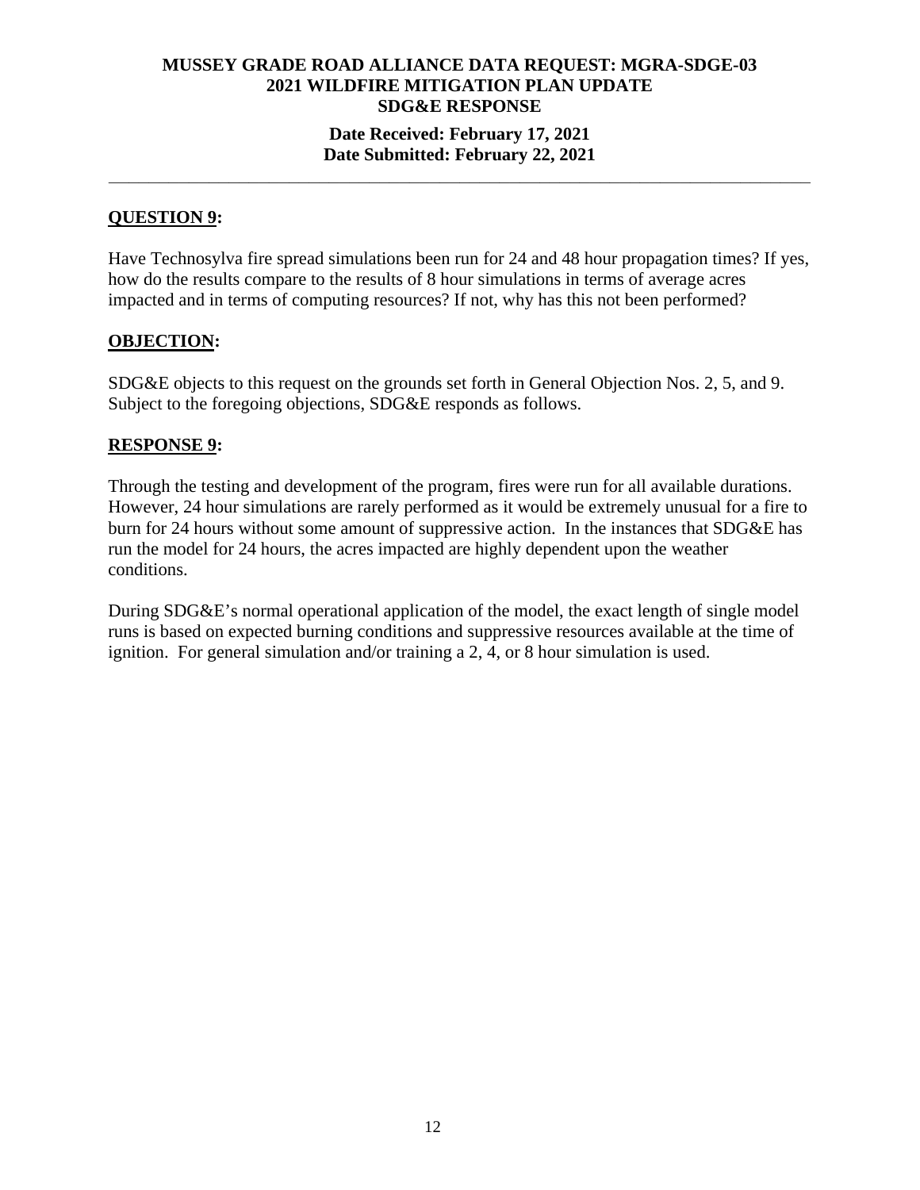**MUSSEY GROVE ROAD ALLIANCE DATA REQUEST: MGRA-SDGE-03**
**2021 WILDFIRE MITIGATION PLAN UPDATE**
**SDG&E RESPONSE**

**Date Received: February 17, 2021**
**Date Submitted: February 22, 2021**

---

## QUESTION 9:

Have Technosylva fire spread simulations been run for 24 and 48 hour propagation times? If yes, how do the results compare to the results of 8 hour simulations in terms of average acres impacted and in terms of computing resources? If not, why has this not been performed?

## OBJECTION:

SDG&E objects to this request on the grounds set forth in General Objection Nos. 2, 5, and 9. Subject to the foregoing objections, SDG&E responds as follows.

## RESPONSE 9:

Through the testing and development of the program, fires were run for all available durations. However, 24 hour simulations are rarely performed as it would be extremely unusual for a fire to burn for 24 hours without some amount of suppressive action. In the instances that SDG&E has run the model for 24 hours, the acres impacted are highly dependent upon the weather conditions.

During SDG&E's normal operational application of the model, the exact length of single model runs is based on expected burning conditions and suppressive resources available at the time of ignition. For general simulation and/or training a 2, 4, or 8 hour simulation is used.